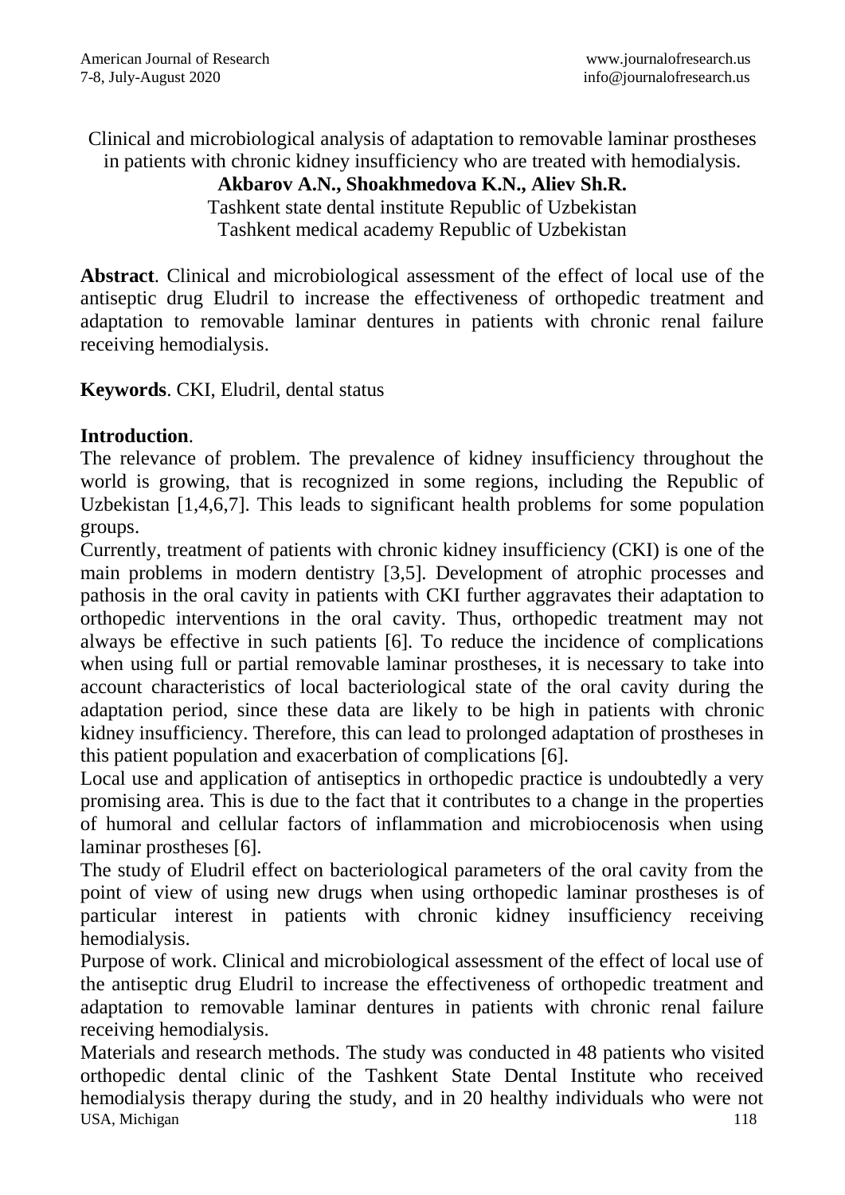# Clinical and microbiological analysis of adaptation to removable laminar prostheses in patients with chronic kidney insufficiency who are treated with hemodialysis.

**Akbarov A.N., Shoakhmedova K.N., Aliev Sh.R.**

Tashkent state dental institute Republic of Uzbekistan

Tashkent medical academy Republic of Uzbekistan

**Abstract**. Clinical and microbiological assessment of the effect of local use of the antiseptic drug Eludril to increase the effectiveness of orthopedic treatment and adaptation to removable laminar dentures in patients with chronic renal failure receiving hemodialysis.

**Keywords**. CKI, Eludril, dental status

## Introduction.

The relevance of problem. The prevalence of kidney insufficiency throughout the world is growing, that is recognized in some regions, including the Republic of Uzbekistan [1,4,6,7]. This leads to significant health problems for some population groups.

Currently, treatment of patients with chronic kidney insufficiency (CKI) is one of the main problems in modern dentistry [3,5]. Development of atrophic processes and pathosis in the oral cavity in patients with CKI further aggravates their adaptation to orthopedic interventions in the oral cavity. Thus, orthopedic treatment may not always be effective in such patients [6]. To reduce the incidence of complications when using full or partial removable laminar prostheses, it is necessary to take into account characteristics of local bacteriological state of the oral cavity during the adaptation period, since these data are likely to be high in patients with chronic kidney insufficiency. Therefore, this can lead to prolonged adaptation of prostheses in this patient population and exacerbation of complications [6].

Local use and application of antiseptics in orthopedic practice is undoubtedly a very promising area. This is due to the fact that it contributes to a change in the properties of humoral and cellular factors of inflammation and microbiocenosis when using laminar prostheses [6].

The study of Eludril effect on bacteriological parameters of the oral cavity from the point of view of using new drugs when using orthopedic laminar prostheses is of particular interest in patients with chronic kidney insufficiency receiving hemodialysis.

Purpose of work. Clinical and microbiological assessment of the effect of local use of the antiseptic drug Eludril to increase the effectiveness of orthopedic treatment and adaptation to removable laminar dentures in patients with chronic renal failure receiving hemodialysis.

Materials and research methods. The study was conducted in 48 patients who visited orthopedic dental clinic of the Tashkent State Dental Institute who received hemodialysis therapy during the study, and in 20 healthy individuals who were not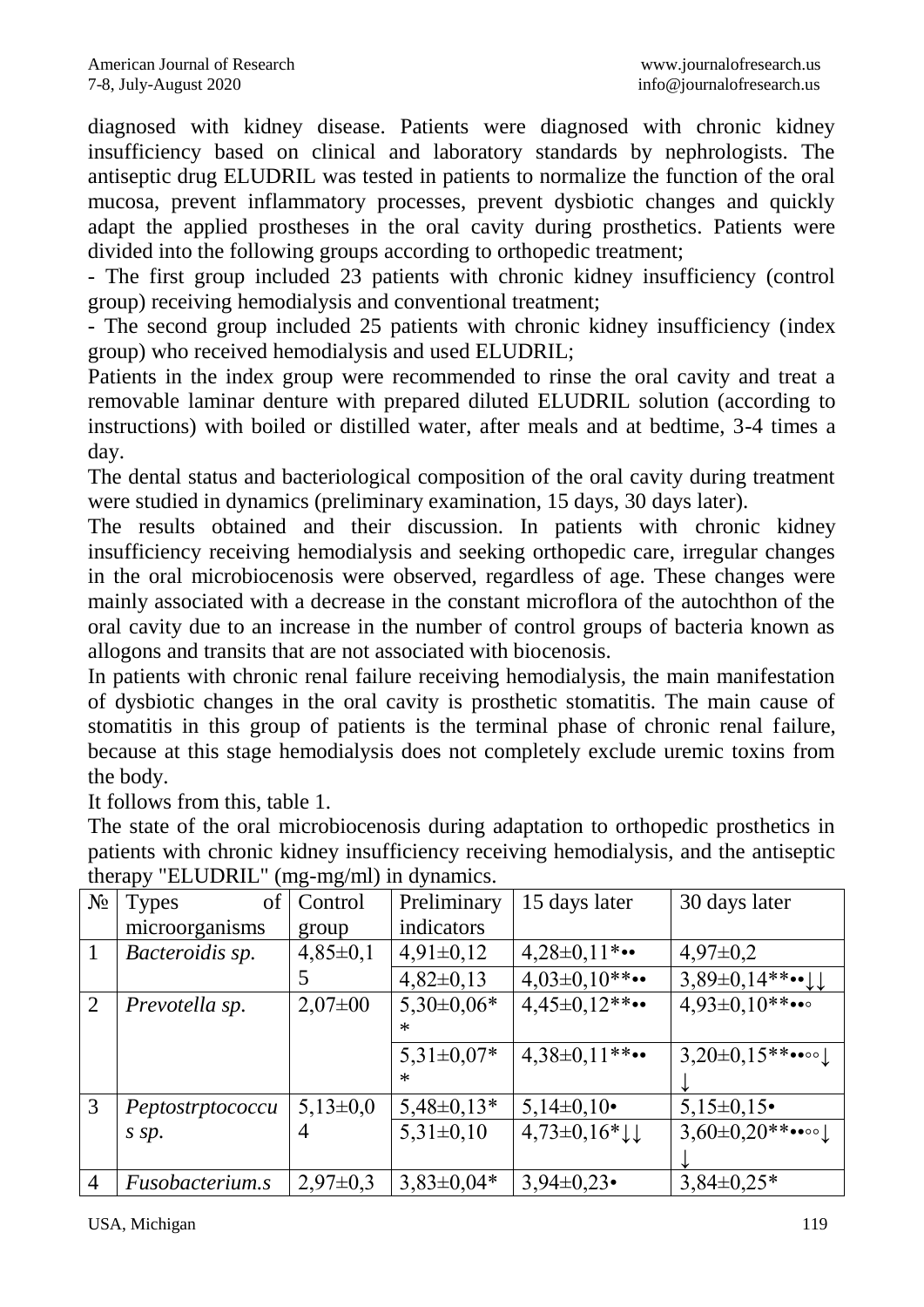diagnosed with kidney disease. Patients were diagnosed with chronic kidney insufficiency based on clinical and laboratory standards by nephrologists. The antiseptic drug ELUDRIL was tested in patients to normalize the function of the oral mucosa, prevent inflammatory processes, prevent dysbiotic changes and quickly adapt the applied prostheses in the oral cavity during prosthetics. Patients were divided into the following groups according to orthopedic treatment;

- The first group included 23 patients with chronic kidney insufficiency (control group) receiving hemodialysis and conventional treatment;
- The second group included 25 patients with chronic kidney insufficiency (index group) who received hemodialysis and used ELUDRIL;

Patients in the index group were recommended to rinse the oral cavity and treat a removable laminar denture with prepared diluted ELUDRIL solution (according to instructions) with boiled or distilled water, after meals and at bedtime, 3-4 times a day.

The dental status and bacteriological composition of the oral cavity during treatment were studied in dynamics (preliminary examination, 15 days, 30 days later).

The results obtained and their discussion. In patients with chronic kidney insufficiency receiving hemodialysis and seeking orthopedic care, irregular changes in the oral microbiocenosis were observed, regardless of age. These changes were mainly associated with a decrease in the constant microflora of the autochthon of the oral cavity due to an increase in the number of control groups of bacteria known as allogons and transits that are not associated with biocenosis.

In patients with chronic renal failure receiving hemodialysis, the main manifestation of dysbiotic changes in the oral cavity is prosthetic stomatitis. The main cause of stomatitis in this group of patients is the terminal phase of chronic renal failure, because at this stage hemodialysis does not completely exclude uremic toxins from the body.

It follows from this, table 1.

The state of the oral microbiocenosis during adaptation to orthopedic prosthetics in patients with chronic kidney insufficiency receiving hemodialysis, and the antiseptic therapy "ELUDRIL" (mg-mg/ml) in dynamics.

| № | Types of microorganisms | Control group | Preliminary indicators | 15 days later | 30 days later |
|---|---|---|---|---|---|
| 1 | *Bacteroidis sp.* | 4,85±0,15 | 4,91±0,12 | 4,28±0,11*•• | 4,97±0,2 |
| | | | 4,82±0,13 | 4,03±0,10**•• | 3,89±0,14**••↓↓ |
| 2 | *Prevotella sp.* | 2,07±00 | 5,30±0,06** | 4,45±0,12**•• | 4,93±0,10**••◦ |
| | | | 5,31±0,07** | 4,38±0,11**•• | 3,20±0,15**••◦◦↓↓ |
| 3 | *Peptostrptococcus sp.* | 5,13±0,04 | 5,48±0,13* | 5,14±0,10• | 5,15±0,15• |
| | | | 5,31±0,10 | 4,73±0,16*↓↓ | 3,60±0,20**••◦◦↓↓ |
| 4 | *Fusobacterium.s* | 2,97±0,3 | 3,83±0,04* | 3,94±0,23• | 3,84±0,25* |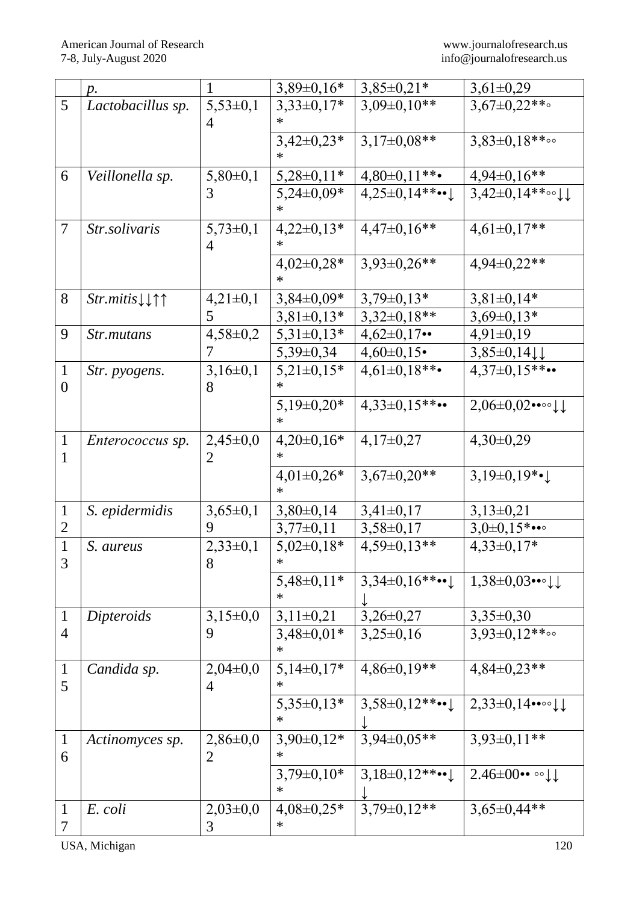|  | p. | 1 | 3,89±0,16* | 3,85±0,21* | 3,61±0,29 |
|---|---|---|---|---|---|
| 5 | *Lactobacillus sp.* | 5,53±0,14 | 3,33±0,17** | 3,09±0,10** | 3,67±0,22**◦ |
|  |  |  | 3,42±0,23** | 3,17±0,08** | 3,83±0,18**◦◦ |
| 6 | *Veillonella sp.* | 5,80±0,13 | 5,28±0,11* | 4,80±0,11**• | 4,94±0,16** |
|  |  |  | 5,24±0,09** | 4,25±0,14**••↓ | 3,42±0,14**◦◦↓↓ |
| 7 | *Str.solivaris* | 5,73±0,14 | 4,22±0,13** | 4,47±0,16** | 4,61±0,17** |
|  |  |  | 4,02±0,28** | 3,93±0,26** | 4,94±0,22** |
| 8 | *Str.mitis*↓↓↑↑ | 4,21±0,15 | 3,84±0,09* | 3,79±0,13* | 3,81±0,14* |
|  |  |  | 3,81±0,13* | 3,32±0,18** | 3,69±0,13* |
| 9 | *Str.mutans* | 4,58±0,27 | 5,31±0,13* | 4,62±0,17•• | 4,91±0,19 |
|  |  |  | 5,39±0,34 | 4,60±0,15• | 3,85±0,14↓↓ |
| 10 | *Str. pyogens.* | 3,16±0,18 | 5,21±0,15** | 4,61±0,18**• | 4,37±0,15**•• |
|  |  |  | 5,19±0,20** | 4,33±0,15**•• | 2,06±0,02••◦◦↓↓ |
| 11 | *Enterococcus sp.* | 2,45±0,02 | 4,20±0,16** | 4,17±0,27 | 4,30±0,29 |
|  |  |  | 4,01±0,26** | 3,67±0,20** | 3,19±0,19*•↓ |
| 12 | *S. epidermidis* | 3,65±0,19 | 3,80±0,14 | 3,41±0,17 | 3,13±0,21 |
|  |  |  | 3,77±0,11 | 3,58±0,17 | 3,0±0,15*••◦ |
| 13 | *S. aureus* | 2,33±0,18 | 5,02±0,18** | 4,59±0,13** | 4,33±0,17* |
|  |  |  | 5,48±0,11** | 3,34±0,16**••↓↓ | 1,38±0,03••◦↓↓ |
| 14 | *Dipteroids* | 3,15±0,09 | 3,11±0,21 | 3,26±0,27 | 3,35±0,30 |
|  |  |  | 3,48±0,01** | 3,25±0,16 | 3,93±0,12**◦◦ |
| 15 | *Candida sp.* | 2,04±0,04 | 5,14±0,17** | 4,86±0,19** | 4,84±0,23** |
|  |  |  | 5,35±0,13** | 3,58±0,12**••↓↓ | 2,33±0,14••◦◦↓↓ |
| 16 | *Actinomyces sp.* | 2,86±0,02 | 3,90±0,12** | 3,94±0,05** | 3,93±0,11** |
|  |  |  | 3,79±0,10** | 3,18±0,12**••↓↓ | 2.46±00•• ◦◦↓↓ |
| 17 | *E. coli* | 2,03±0,03 | 4,08±0,25** | 3,79±0,12** | 3,65±0,44** |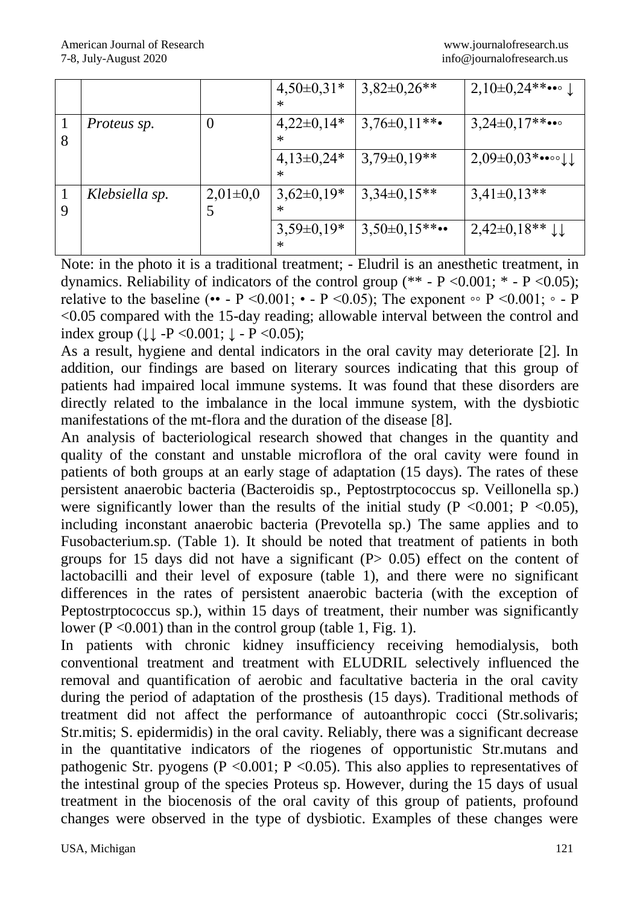|  |  |  | 4,50±0,31** | 3,82±0,26** | 2,10±0,24**••◦ ↓ |
|---|---|---|---|---|---|
| 18 | *Proteus sp.* | 0 | 4,22±0,14** | 3,76±0,11**• | 3,24±0,17**••◦ |
|  |  |  | 4,13±0,24** | 3,79±0,19** | 2,09±0,03**••◦◦↓↓ |
| 19 | *Klebsiella sp.* | 2,01±0,05 | 3,62±0,19** | 3,34±0,15** | 3,41±0,13** |
|  |  |  | 3,59±0,19** | 3,50±0,15**•• | 2,42±0,18** ↓↓ |

Note: in the photo it is a traditional treatment; - Eludril is an anesthetic treatment, in dynamics. Reliability of indicators of the control group (** - P <0.001; * - P <0.05); relative to the baseline (•• - P <0.001; • - P <0.05); The exponent ◦◦ P <0.001; ◦ - P <0.05 compared with the 15-day reading; allowable interval between the control and index group (↓↓ -P <0.001; ↓ - P <0.05);

As a result, hygiene and dental indicators in the oral cavity may deteriorate [2]. In addition, our findings are based on literary sources indicating that this group of patients had impaired local immune systems. It was found that these disorders are directly related to the imbalance in the local immune system, with the dysbiotic manifestations of the mt-flora and the duration of the disease [8].

An analysis of bacteriological research showed that changes in the quantity and quality of the constant and unstable microflora of the oral cavity were found in patients of both groups at an early stage of adaptation (15 days). The rates of these persistent anaerobic bacteria (Bacteroidis sp., Peptostrptococcus sp. Veillonella sp.) were significantly lower than the results of the initial study (P <0.001; P <0.05), including inconstant anaerobic bacteria (Prevotella sp.) The same applies and to Fusobacterium.sp. (Table 1). It should be noted that treatment of patients in both groups for 15 days did not have a significant (P> 0.05) effect on the content of lactobacilli and their level of exposure (table 1), and there were no significant differences in the rates of persistent anaerobic bacteria (with the exception of Peptostrptococcus sp.), within 15 days of treatment, their number was significantly lower (P <0.001) than in the control group (table 1, Fig. 1).

In patients with chronic kidney insufficiency receiving hemodialysis, both conventional treatment and treatment with ELUDRIL selectively influenced the removal and quantification of aerobic and facultative bacteria in the oral cavity during the period of adaptation of the prosthesis (15 days). Traditional methods of treatment did not affect the performance of autoanthropic cocci (Str.solivaris; Str.mitis; S. epidermidis) in the oral cavity. Reliably, there was a significant decrease in the quantitative indicators of the riogenes of opportunistic Str.mutans and pathogenic Str. pyogens (P <0.001; P <0.05). This also applies to representatives of the intestinal group of the species Proteus sp. However, during the 15 days of usual treatment in the biocenosis of the oral cavity of this group of patients, profound changes were observed in the type of dysbiotic. Examples of these changes were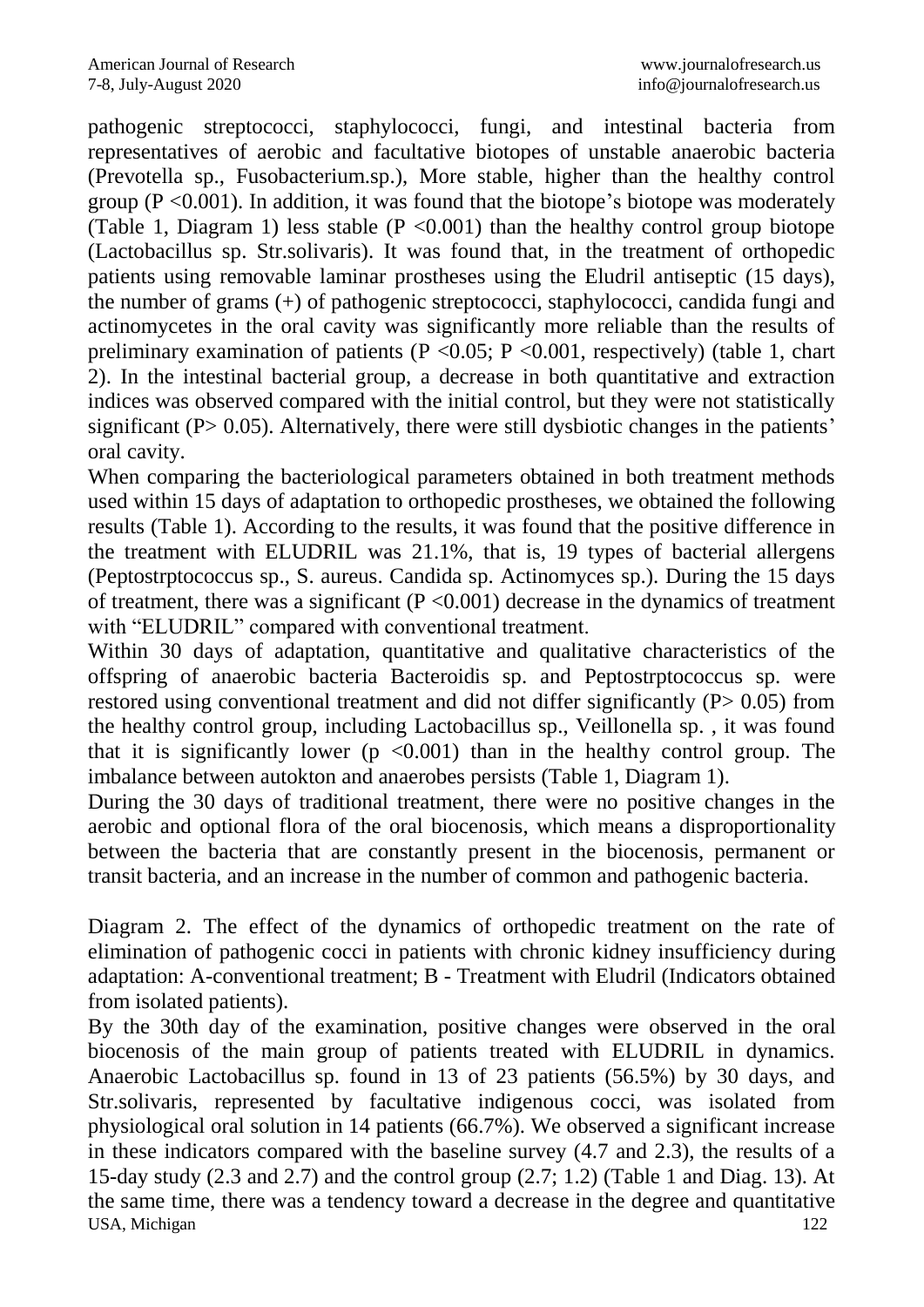pathogenic streptococci, staphylococci, fungi, and intestinal bacteria from representatives of aerobic and facultative biotopes of unstable anaerobic bacteria (Prevotella sp., Fusobacterium.sp.), More stable, higher than the healthy control group ($P < 0.001$). In addition, it was found that the biotope's biotope was moderately (Table 1, Diagram 1) less stable ($P < 0.001$) than the healthy control group biotope (Lactobacillus sp. Str.solivaris). It was found that, in the treatment of orthopedic patients using removable laminar prostheses using the Eludril antiseptic (15 days), the number of grams (+) of pathogenic streptococci, staphylococci, candida fungi and actinomycetes in the oral cavity was significantly more reliable than the results of preliminary examination of patients ($P < 0.05$; $P < 0.001$, respectively) (table 1, chart 2). In the intestinal bacterial group, a decrease in both quantitative and extraction indices was observed compared with the initial control, but they were not statistically significant ($P > 0.05$). Alternatively, there were still dysbiotic changes in the patients' oral cavity.

When comparing the bacteriological parameters obtained in both treatment methods used within 15 days of adaptation to orthopedic prostheses, we obtained the following results (Table 1). According to the results, it was found that the positive difference in the treatment with ELUDRIL was 21.1%, that is, 19 types of bacterial allergens (Peptostrptococcus sp., S. aureus. Candida sp. Actinomyces sp.). During the 15 days of treatment, there was a significant ($P < 0.001$) decrease in the dynamics of treatment with "ELUDRIL" compared with conventional treatment.

Within 30 days of adaptation, quantitative and qualitative characteristics of the offspring of anaerobic bacteria Bacteroidis sp. and Peptostrptococcus sp. were restored using conventional treatment and did not differ significantly ($P > 0.05$) from the healthy control group, including Lactobacillus sp., Veillonella sp. , it was found that it is significantly lower ($p < 0.001$) than in the healthy control group. The imbalance between autokton and anaerobes persists (Table 1, Diagram 1).

During the 30 days of traditional treatment, there were no positive changes in the aerobic and optional flora of the oral biocenosis, which means a disproportionality between the bacteria that are constantly present in the biocenosis, permanent or transit bacteria, and an increase in the number of common and pathogenic bacteria.

Diagram 2. The effect of the dynamics of orthopedic treatment on the rate of elimination of pathogenic cocci in patients with chronic kidney insufficiency during adaptation: A-conventional treatment; B - Treatment with Eludril (Indicators obtained from isolated patients).

By the 30th day of the examination, positive changes were observed in the oral biocenosis of the main group of patients treated with ELUDRIL in dynamics. Anaerobic Lactobacillus sp. found in 13 of 23 patients (56.5%) by 30 days, and Str.solivaris, represented by facultative indigenous cocci, was isolated from physiological oral solution in 14 patients (66.7%). We observed a significant increase in these indicators compared with the baseline survey (4.7 and 2.3), the results of a 15-day study (2.3 and 2.7) and the control group (2.7; 1.2) (Table 1 and Diag. 13). At the same time, there was a tendency toward a decrease in the degree and quantitative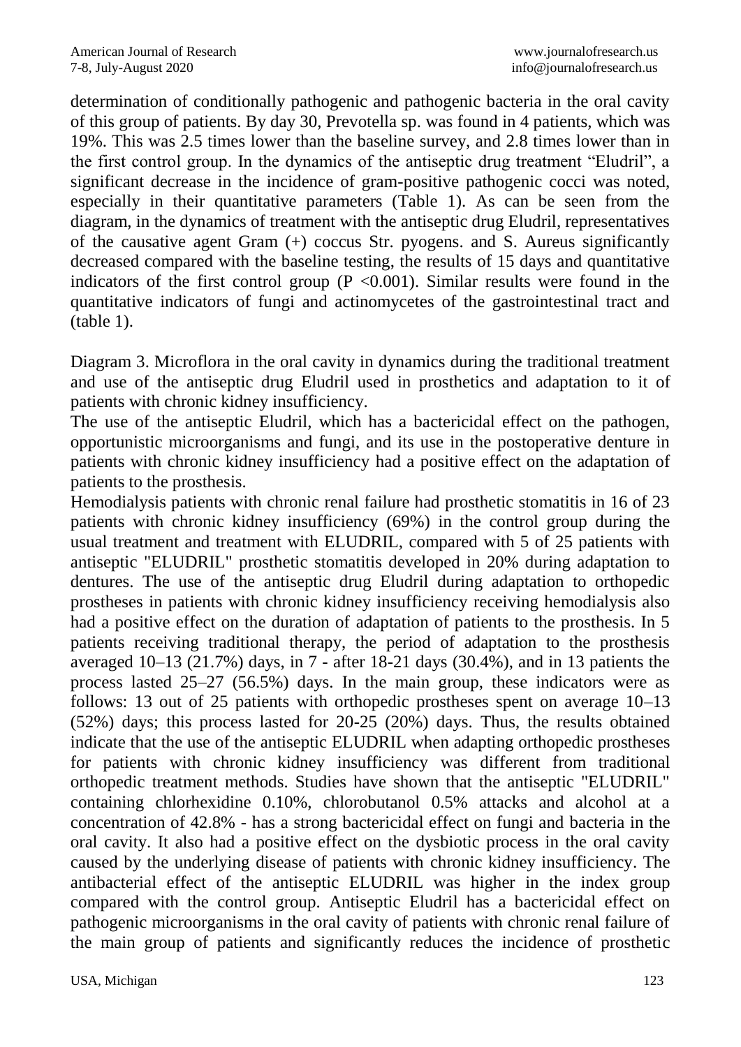determination of conditionally pathogenic and pathogenic bacteria in the oral cavity of this group of patients. By day 30, Prevotella sp. was found in 4 patients, which was 19%. This was 2.5 times lower than the baseline survey, and 2.8 times lower than in the first control group. In the dynamics of the antiseptic drug treatment "Eludril", a significant decrease in the incidence of gram-positive pathogenic cocci was noted, especially in their quantitative parameters (Table 1). As can be seen from the diagram, in the dynamics of treatment with the antiseptic drug Eludril, representatives of the causative agent Gram (+) coccus Str. pyogens. and S. Aureus significantly decreased compared with the baseline testing, the results of 15 days and quantitative indicators of the first control group ($P < 0.001$). Similar results were found in the quantitative indicators of fungi and actinomycetes of the gastrointestinal tract and (table 1).

Diagram 3. Microflora in the oral cavity in dynamics during the traditional treatment and use of the antiseptic drug Eludril used in prosthetics and adaptation to it of patients with chronic kidney insufficiency.

The use of the antiseptic Eludril, which has a bactericidal effect on the pathogen, opportunistic microorganisms and fungi, and its use in the postoperative denture in patients with chronic kidney insufficiency had a positive effect on the adaptation of patients to the prosthesis.

Hemodialysis patients with chronic renal failure had prosthetic stomatitis in 16 of 23 patients with chronic kidney insufficiency (69%) in the control group during the usual treatment and treatment with ELUDRIL, compared with 5 of 25 patients with antiseptic "ELUDRIL" prosthetic stomatitis developed in 20% during adaptation to dentures. The use of the antiseptic drug Eludril during adaptation to orthopedic prostheses in patients with chronic kidney insufficiency receiving hemodialysis also had a positive effect on the duration of adaptation of patients to the prosthesis. In 5 patients receiving traditional therapy, the period of adaptation to the prosthesis averaged 10–13 (21.7%) days, in 7 - after 18-21 days (30.4%), and in 13 patients the process lasted 25–27 (56.5%) days. In the main group, these indicators were as follows: 13 out of 25 patients with orthopedic prostheses spent on average 10–13 (52%) days; this process lasted for 20-25 (20%) days. Thus, the results obtained indicate that the use of the antiseptic ELUDRIL when adapting orthopedic prostheses for patients with chronic kidney insufficiency was different from traditional orthopedic treatment methods. Studies have shown that the antiseptic "ELUDRIL" containing chlorhexidine 0.10%, chlorobutanol 0.5% attacks and alcohol at a concentration of 42.8% - has a strong bactericidal effect on fungi and bacteria in the oral cavity. It also had a positive effect on the dysbiotic process in the oral cavity caused by the underlying disease of patients with chronic kidney insufficiency. The antibacterial effect of the antiseptic ELUDRIL was higher in the index group compared with the control group. Antiseptic Eludril has a bactericidal effect on pathogenic microorganisms in the oral cavity of patients with chronic renal failure of the main group of patients and significantly reduces the incidence of prosthetic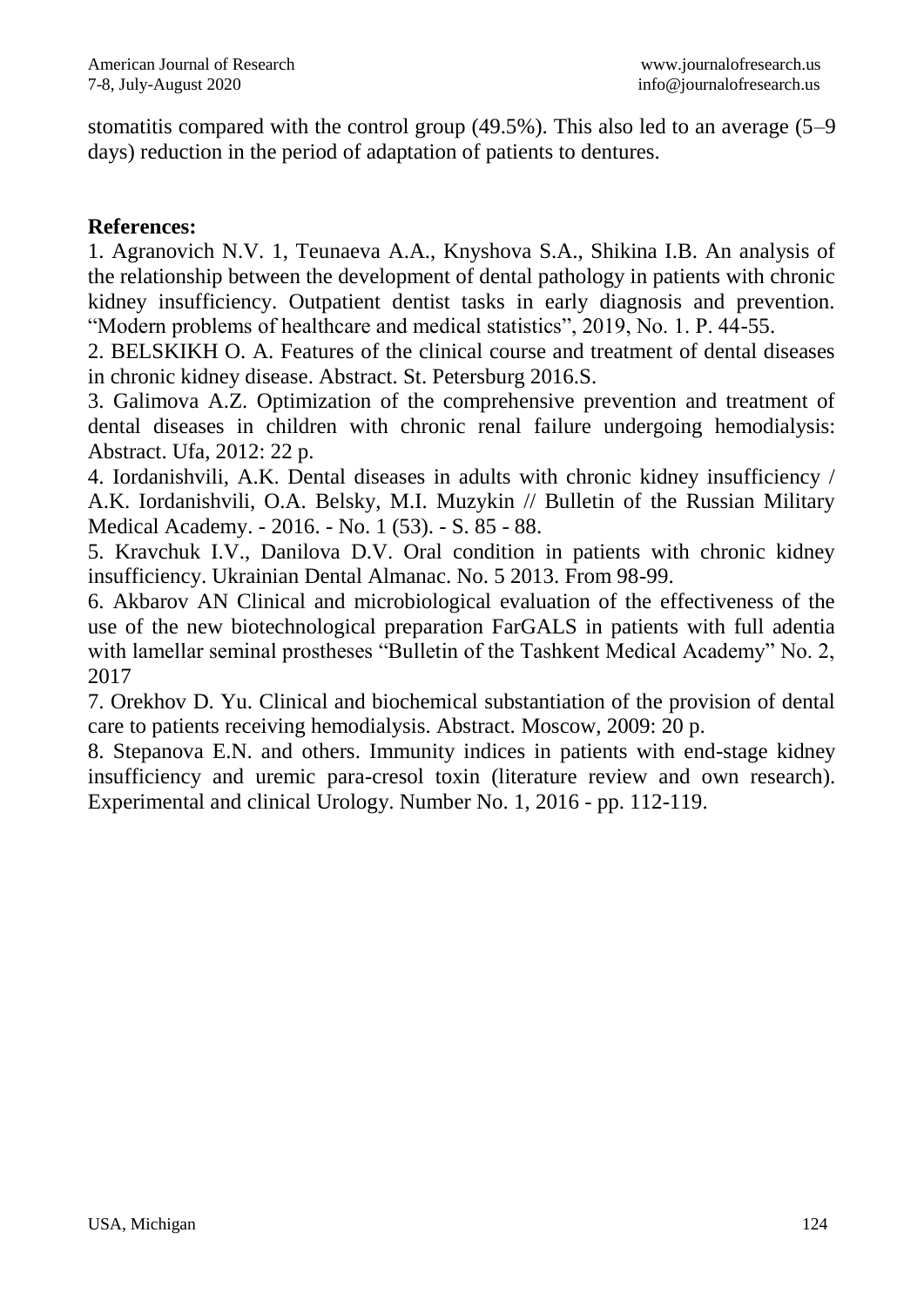stomatitis compared with the control group (49.5%). This also led to an average (5–9 days) reduction in the period of adaptation of patients to dentures.

**References:**

1. Agranovich N.V. 1, Teunaeva A.A., Knyshova S.A., Shikina I.B. An analysis of the relationship between the development of dental pathology in patients with chronic kidney insufficiency. Outpatient dentist tasks in early diagnosis and prevention. "Modern problems of healthcare and medical statistics", 2019, No. 1. P. 44-55.
2. BELSKIKH O. A. Features of the clinical course and treatment of dental diseases in chronic kidney disease. Abstract. St. Petersburg 2016.S.
3. Galimova A.Z. Optimization of the comprehensive prevention and treatment of dental diseases in children with chronic renal failure undergoing hemodialysis: Abstract. Ufa, 2012: 22 p.
4. Iordanishvili, A.K. Dental diseases in adults with chronic kidney insufficiency / A.K. Iordanishvili, O.A. Belsky, M.I. Muzykin // Bulletin of the Russian Military Medical Academy. - 2016. - No. 1 (53). - S. 85 - 88.
5. Kravchuk I.V., Danilova D.V. Oral condition in patients with chronic kidney insufficiency. Ukrainian Dental Almanac. No. 5 2013. From 98-99.
6. Akbarov AN Clinical and microbiological evaluation of the effectiveness of the use of the new biotechnological preparation FarGALS in patients with full adentia with lamellar seminal prostheses "Bulletin of the Tashkent Medical Academy" No. 2, 2017
7. Orekhov D. Yu. Clinical and biochemical substantiation of the provision of dental care to patients receiving hemodialysis. Abstract. Moscow, 2009: 20 p.
8. Stepanova E.N. and others. Immunity indices in patients with end-stage kidney insufficiency and uremic para-cresol toxin (literature review and own research). Experimental and clinical Urology. Number No. 1, 2016 - pp. 112-119.